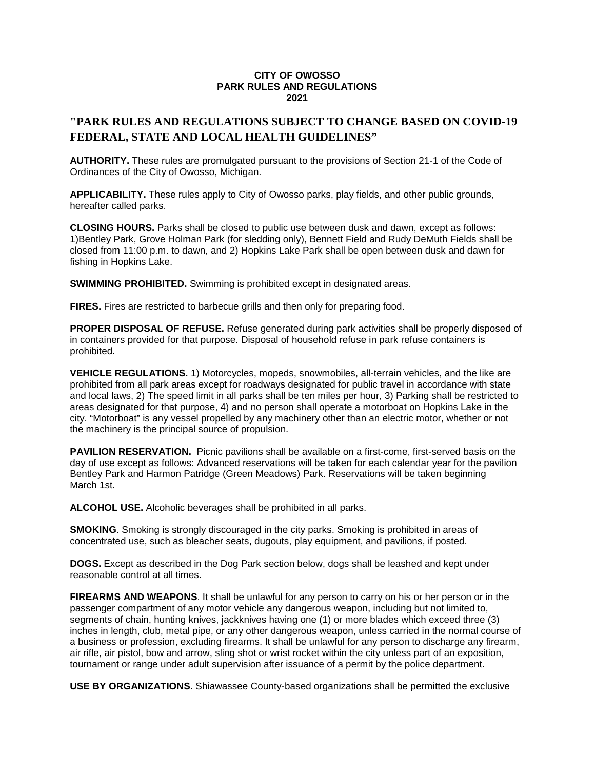**CITY OF OWOSSO**
**PARK RULES AND REGULATIONS**
**2021**

## "PARK RULES AND REGULATIONS SUBJECT TO CHANGE BASED ON COVID-19 FEDERAL, STATE AND LOCAL HEALTH GUIDELINES"

**AUTHORITY.** These rules are promulgated pursuant to the provisions of Section 21-1 of the Code of Ordinances of the City of Owosso, Michigan.

**APPLICABILITY.** These rules apply to City of Owosso parks, play fields, and other public grounds, hereafter called parks.

**CLOSING HOURS.** Parks shall be closed to public use between dusk and dawn, except as follows: 1)Bentley Park, Grove Holman Park (for sledding only), Bennett Field and Rudy DeMuth Fields shall be closed from 11:00 p.m. to dawn, and 2) Hopkins Lake Park shall be open between dusk and dawn for fishing in Hopkins Lake.

**SWIMMING PROHIBITED.** Swimming is prohibited except in designated areas.

**FIRES.** Fires are restricted to barbecue grills and then only for preparing food.

**PROPER DISPOSAL OF REFUSE.** Refuse generated during park activities shall be properly disposed of in containers provided for that purpose. Disposal of household refuse in park refuse containers is prohibited.

**VEHICLE REGULATIONS.** 1) Motorcycles, mopeds, snowmobiles, all-terrain vehicles, and the like are prohibited from all park areas except for roadways designated for public travel in accordance with state and local laws, 2) The speed limit in all parks shall be ten miles per hour, 3) Parking shall be restricted to areas designated for that purpose, 4) and no person shall operate a motorboat on Hopkins Lake in the city. "Motorboat" is any vessel propelled by any machinery other than an electric motor, whether or not the machinery is the principal source of propulsion.

**PAVILION RESERVATION.** Picnic pavilions shall be available on a first-come, first-served basis on the day of use except as follows: Advanced reservations will be taken for each calendar year for the pavilion Bentley Park and Harmon Patridge (Green Meadows) Park. Reservations will be taken beginning March 1st.

**ALCOHOL USE.** Alcoholic beverages shall be prohibited in all parks.

**SMOKING**. Smoking is strongly discouraged in the city parks. Smoking is prohibited in areas of concentrated use, such as bleacher seats, dugouts, play equipment, and pavilions, if posted.

**DOGS.** Except as described in the Dog Park section below, dogs shall be leashed and kept under reasonable control at all times.

**FIREARMS AND WEAPONS**. It shall be unlawful for any person to carry on his or her person or in the passenger compartment of any motor vehicle any dangerous weapon, including but not limited to, segments of chain, hunting knives, jackknives having one (1) or more blades which exceed three (3) inches in length, club, metal pipe, or any other dangerous weapon, unless carried in the normal course of a business or profession, excluding firearms. It shall be unlawful for any person to discharge any firearm, air rifle, air pistol, bow and arrow, sling shot or wrist rocket within the city unless part of an exposition, tournament or range under adult supervision after issuance of a permit by the police department.

**USE BY ORGANIZATIONS.** Shiawassee County-based organizations shall be permitted the exclusive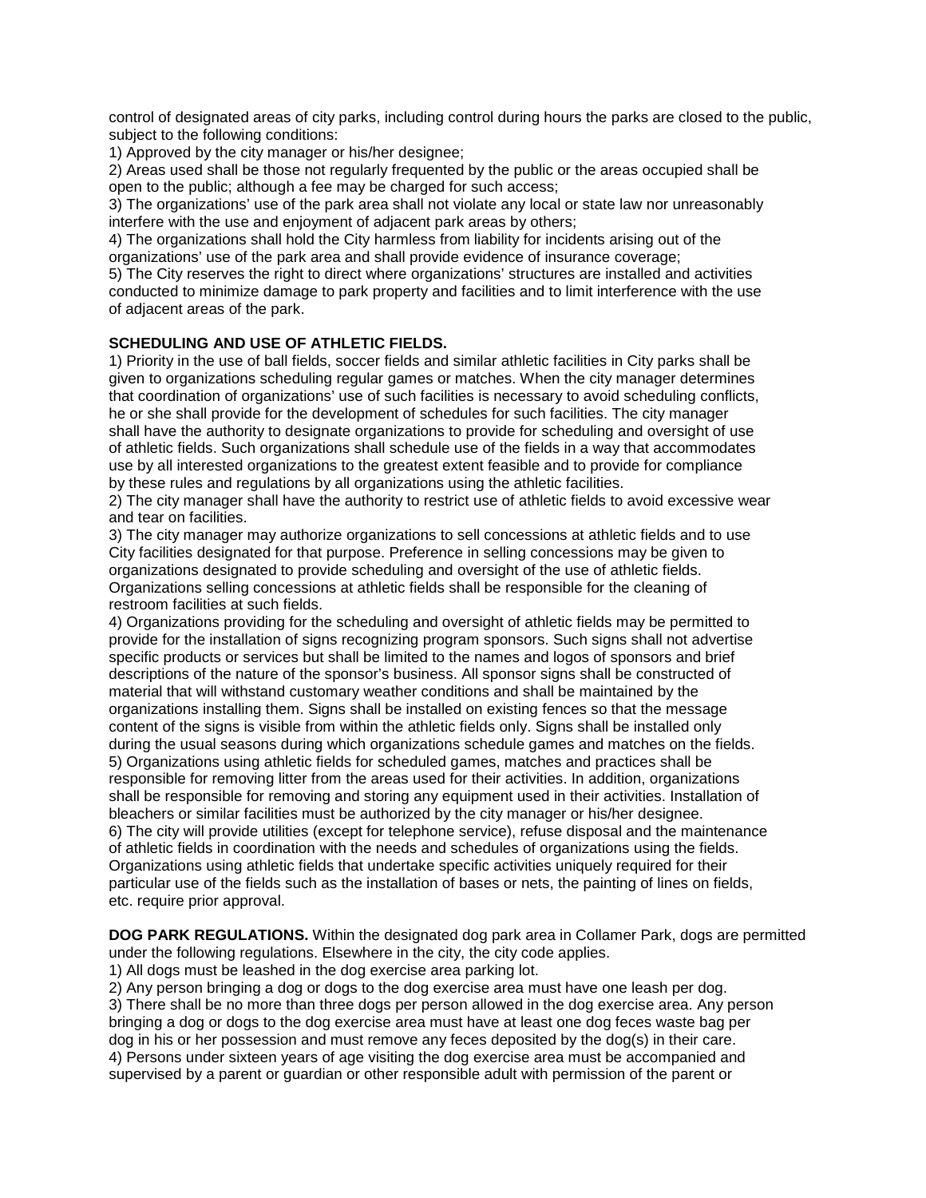control of designated areas of city parks, including control during hours the parks are closed to the public, subject to the following conditions:

1) Approved by the city manager or his/her designee;
2) Areas used shall be those not regularly frequented by the public or the areas occupied shall be open to the public; although a fee may be charged for such access;
3) The organizations' use of the park area shall not violate any local or state law nor unreasonably interfere with the use and enjoyment of adjacent park areas by others;
4) The organizations shall hold the City harmless from liability for incidents arising out of the organizations' use of the park area and shall provide evidence of insurance coverage;
5) The City reserves the right to direct where organizations' structures are installed and activities conducted to minimize damage to park property and facilities and to limit interference with the use of adjacent areas of the park.

**SCHEDULING AND USE OF ATHLETIC FIELDS.**

1) Priority in the use of ball fields, soccer fields and similar athletic facilities in City parks shall be given to organizations scheduling regular games or matches. When the city manager determines that coordination of organizations' use of such facilities is necessary to avoid scheduling conflicts, he or she shall provide for the development of schedules for such facilities. The city manager shall have the authority to designate organizations to provide for scheduling and oversight of use of athletic fields. Such organizations shall schedule use of the fields in a way that accommodates use by all interested organizations to the greatest extent feasible and to provide for compliance by these rules and regulations by all organizations using the athletic facilities.
2) The city manager shall have the authority to restrict use of athletic fields to avoid excessive wear and tear on facilities.
3) The city manager may authorize organizations to sell concessions at athletic fields and to use City facilities designated for that purpose. Preference in selling concessions may be given to organizations designated to provide scheduling and oversight of the use of athletic fields. Organizations selling concessions at athletic fields shall be responsible for the cleaning of restroom facilities at such fields.
4) Organizations providing for the scheduling and oversight of athletic fields may be permitted to provide for the installation of signs recognizing program sponsors. Such signs shall not advertise specific products or services but shall be limited to the names and logos of sponsors and brief descriptions of the nature of the sponsor's business. All sponsor signs shall be constructed of material that will withstand customary weather conditions and shall be maintained by the organizations installing them. Signs shall be installed on existing fences so that the message content of the signs is visible from within the athletic fields only. Signs shall be installed only during the usual seasons during which organizations schedule games and matches on the fields.
5) Organizations using athletic fields for scheduled games, matches and practices shall be responsible for removing litter from the areas used for their activities. In addition, organizations shall be responsible for removing and storing any equipment used in their activities. Installation of bleachers or similar facilities must be authorized by the city manager or his/her designee.
6) The city will provide utilities (except for telephone service), refuse disposal and the maintenance of athletic fields in coordination with the needs and schedules of organizations using the fields. Organizations using athletic fields that undertake specific activities uniquely required for their particular use of the fields such as the installation of bases or nets, the painting of lines on fields, etc. require prior approval.

**DOG PARK REGULATIONS.** Within the designated dog park area in Collamer Park, dogs are permitted under the following regulations. Elsewhere in the city, the city code applies.

1) All dogs must be leashed in the dog exercise area parking lot.
2) Any person bringing a dog or dogs to the dog exercise area must have one leash per dog.
3) There shall be no more than three dogs per person allowed in the dog exercise area. Any person bringing a dog or dogs to the dog exercise area must have at least one dog feces waste bag per dog in his or her possession and must remove any feces deposited by the dog(s) in their care.
4) Persons under sixteen years of age visiting the dog exercise area must be accompanied and supervised by a parent or guardian or other responsible adult with permission of the parent or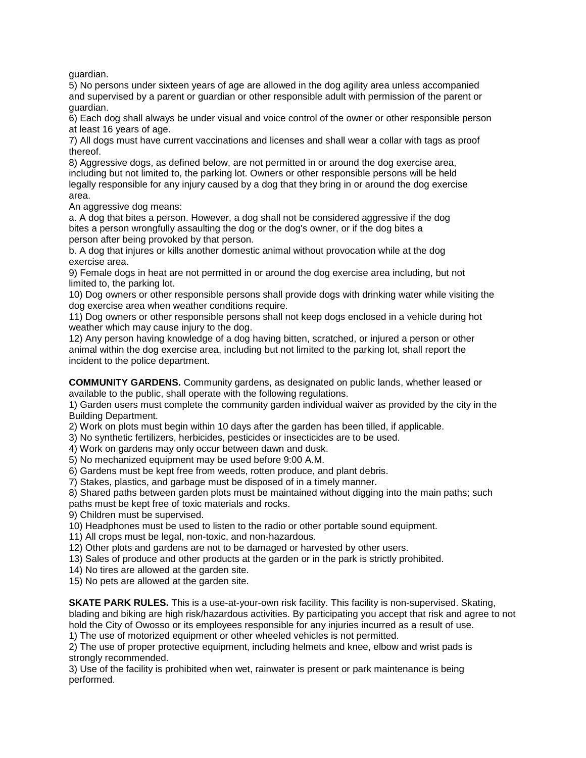guardian.
5) No persons under sixteen years of age are allowed in the dog agility area unless accompanied and supervised by a parent or guardian or other responsible adult with permission of the parent or guardian.
6) Each dog shall always be under visual and voice control of the owner or other responsible person at least 16 years of age.
7) All dogs must have current vaccinations and licenses and shall wear a collar with tags as proof thereof.
8) Aggressive dogs, as defined below, are not permitted in or around the dog exercise area, including but not limited to, the parking lot. Owners or other responsible persons will be held legally responsible for any injury caused by a dog that they bring in or around the dog exercise area.
An aggressive dog means:
a. A dog that bites a person. However, a dog shall not be considered aggressive if the dog bites a person wrongfully assaulting the dog or the dog's owner, or if the dog bites a person after being provoked by that person.
b. A dog that injures or kills another domestic animal without provocation while at the dog exercise area.
9) Female dogs in heat are not permitted in or around the dog exercise area including, but not limited to, the parking lot.
10) Dog owners or other responsible persons shall provide dogs with drinking water while visiting the dog exercise area when weather conditions require.
11) Dog owners or other responsible persons shall not keep dogs enclosed in a vehicle during hot weather which may cause injury to the dog.
12) Any person having knowledge of a dog having bitten, scratched, or injured a person or other animal within the dog exercise area, including but not limited to the parking lot, shall report the incident to the police department.

**COMMUNITY GARDENS.** Community gardens, as designated on public lands, whether leased or available to the public, shall operate with the following regulations.
1) Garden users must complete the community garden individual waiver as provided by the city in the Building Department.
2) Work on plots must begin within 10 days after the garden has been tilled, if applicable.
3) No synthetic fertilizers, herbicides, pesticides or insecticides are to be used.
4) Work on gardens may only occur between dawn and dusk.
5) No mechanized equipment may be used before 9:00 A.M.
6) Gardens must be kept free from weeds, rotten produce, and plant debris.
7) Stakes, plastics, and garbage must be disposed of in a timely manner.
8) Shared paths between garden plots must be maintained without digging into the main paths; such paths must be kept free of toxic materials and rocks.
9) Children must be supervised.
10) Headphones must be used to listen to the radio or other portable sound equipment.
11) All crops must be legal, non-toxic, and non-hazardous.
12) Other plots and gardens are not to be damaged or harvested by other users.
13) Sales of produce and other products at the garden or in the park is strictly prohibited.
14) No tires are allowed at the garden site.
15) No pets are allowed at the garden site.

**SKATE PARK RULES.** This is a use-at-your-own risk facility. This facility is non-supervised. Skating, blading and biking are high risk/hazardous activities. By participating you accept that risk and agree to not hold the City of Owosso or its employees responsible for any injuries incurred as a result of use.
1) The use of motorized equipment or other wheeled vehicles is not permitted.
2) The use of proper protective equipment, including helmets and knee, elbow and wrist pads is strongly recommended.
3) Use of the facility is prohibited when wet, rainwater is present or park maintenance is being performed.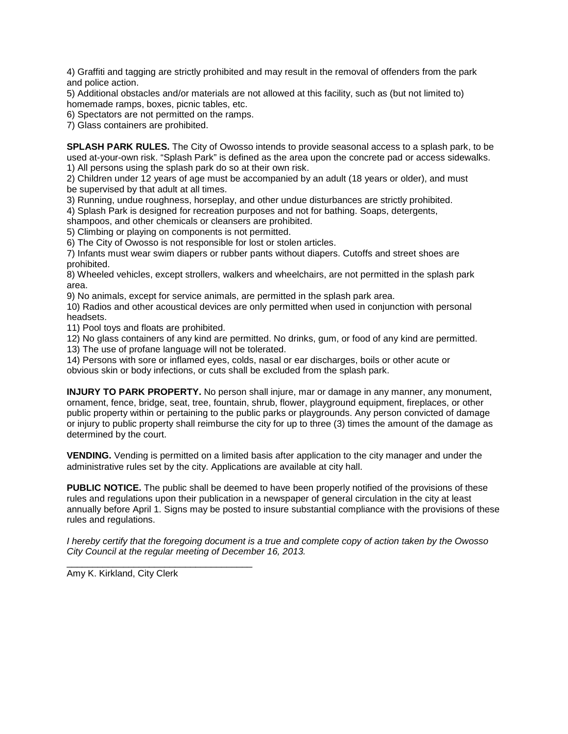4) Graffiti and tagging are strictly prohibited and may result in the removal of offenders from the park and police action.
5) Additional obstacles and/or materials are not allowed at this facility, such as (but not limited to) homemade ramps, boxes, picnic tables, etc.
6) Spectators are not permitted on the ramps.
7) Glass containers are prohibited.

**SPLASH PARK RULES.** The City of Owosso intends to provide seasonal access to a splash park, to be used at-your-own risk. "Splash Park" is defined as the area upon the concrete pad or access sidewalks.
1) All persons using the splash park do so at their own risk.
2) Children under 12 years of age must be accompanied by an adult (18 years or older), and must be supervised by that adult at all times.
3) Running, undue roughness, horseplay, and other undue disturbances are strictly prohibited.
4) Splash Park is designed for recreation purposes and not for bathing. Soaps, detergents, shampoos, and other chemicals or cleansers are prohibited.
5) Climbing or playing on components is not permitted.
6) The City of Owosso is not responsible for lost or stolen articles.
7) Infants must wear swim diapers or rubber pants without diapers. Cutoffs and street shoes are prohibited.
8) Wheeled vehicles, except strollers, walkers and wheelchairs, are not permitted in the splash park area.
9) No animals, except for service animals, are permitted in the splash park area.
10) Radios and other acoustical devices are only permitted when used in conjunction with personal headsets.
11) Pool toys and floats are prohibited.
12) No glass containers of any kind are permitted. No drinks, gum, or food of any kind are permitted.
13) The use of profane language will not be tolerated.
14) Persons with sore or inflamed eyes, colds, nasal or ear discharges, boils or other acute or obvious skin or body infections, or cuts shall be excluded from the splash park.

**INJURY TO PARK PROPERTY.** No person shall injure, mar or damage in any manner, any monument, ornament, fence, bridge, seat, tree, fountain, shrub, flower, playground equipment, fireplaces, or other public property within or pertaining to the public parks or playgrounds. Any person convicted of damage or injury to public property shall reimburse the city for up to three (3) times the amount of the damage as determined by the court.

**VENDING.** Vending is permitted on a limited basis after application to the city manager and under the administrative rules set by the city. Applications are available at city hall.

**PUBLIC NOTICE.** The public shall be deemed to have been properly notified of the provisions of these rules and regulations upon their publication in a newspaper of general circulation in the city at least annually before April 1. Signs may be posted to insure substantial compliance with the provisions of these rules and regulations.

*I hereby certify that the foregoing document is a true and complete copy of action taken by the Owosso City Council at the regular meeting of December 16, 2013.*

____________________________________
Amy K. Kirkland, City Clerk